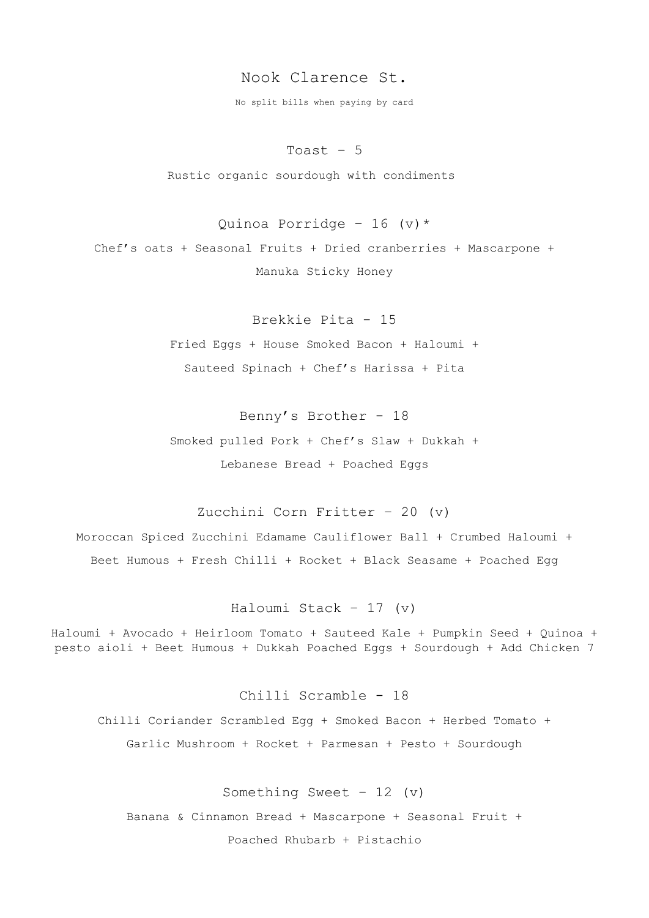# Nook Clarence St.

No split bills when paying by card

## Toast – 5

Rustic organic sourdough with condiments

## Quinoa Porridge – 16 (v)*

Chef's oats + Seasonal Fruits + Dried cranberries + Mascarpone + Manuka Sticky Honey

## Brekkie Pita - 15

Fried Eggs + House Smoked Bacon + Haloumi + Sauteed Spinach + Chef's Harissa + Pita

## Benny's Brother - 18

Smoked pulled Pork + Chef's Slaw + Dukkah + Lebanese Bread + Poached Eggs

## Zucchini Corn Fritter – 20 (v)

Moroccan Spiced Zucchini Edamame Cauliflower Ball + Crumbed Haloumi + Beet Humous + Fresh Chilli + Rocket + Black Seasame + Poached Egg

## Haloumi Stack – 17 (v)

Haloumi + Avocado + Heirloom Tomato + Sauteed Kale + Pumpkin Seed + Quinoa + pesto aioli + Beet Humous + Dukkah Poached Eggs + Sourdough + Add Chicken 7

## Chilli Scramble - 18

Chilli Coriander Scrambled Egg + Smoked Bacon + Herbed Tomato + Garlic Mushroom + Rocket + Parmesan + Pesto + Sourdough

## Something Sweet – 12 (v)

Banana & Cinnamon Bread + Mascarpone + Seasonal Fruit + Poached Rhubarb + Pistachio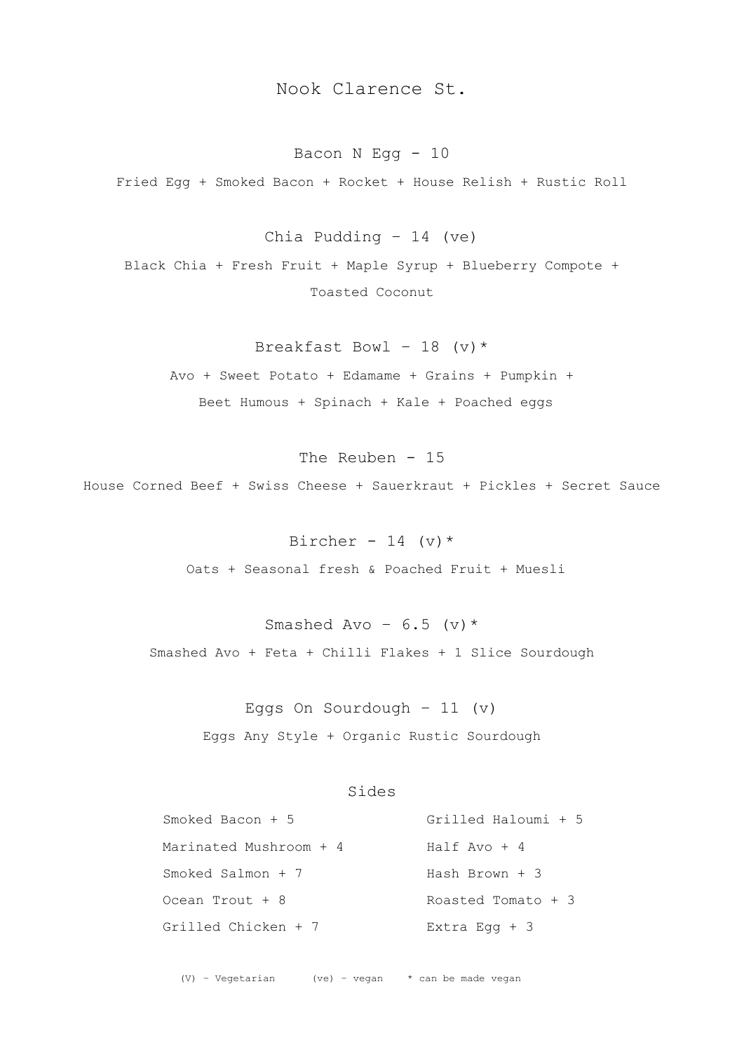# Nook Clarence St.

## Bacon N Egg - 10

Fried Egg + Smoked Bacon + Rocket + House Relish + Rustic Roll

## Chia Pudding – 14 (ve)

Black Chia + Fresh Fruit + Maple Syrup + Blueberry Compote + Toasted Coconut

## Breakfast Bowl – 18 (v)*

Avo + Sweet Potato + Edamame + Grains + Pumpkin + Beet Humous + Spinach + Kale + Poached eggs

## The Reuben - 15

House Corned Beef + Swiss Cheese + Sauerkraut + Pickles + Secret Sauce

## Bircher - 14 (v)*

Oats + Seasonal fresh & Poached Fruit + Muesli

## Smashed Avo – 6.5 (v)*

Smashed Avo + Feta + Chilli Flakes + 1 Slice Sourdough

## Eggs On Sourdough – 11 (v)

Eggs Any Style + Organic Rustic Sourdough

## Sides

| | |
|---|---|
| Smoked Bacon + 5 | Grilled Haloumi + 5 |
| Marinated Mushroom + 4 | Half Avo + 4 |
| Smoked Salmon + 7 | Hash Brown + 3 |
| Ocean Trout + 8 | Roasted Tomato + 3 |
| Grilled Chicken + 7 | Extra Egg + 3 |

(V) – Vegetarian (ve) – vegan * can be made vegan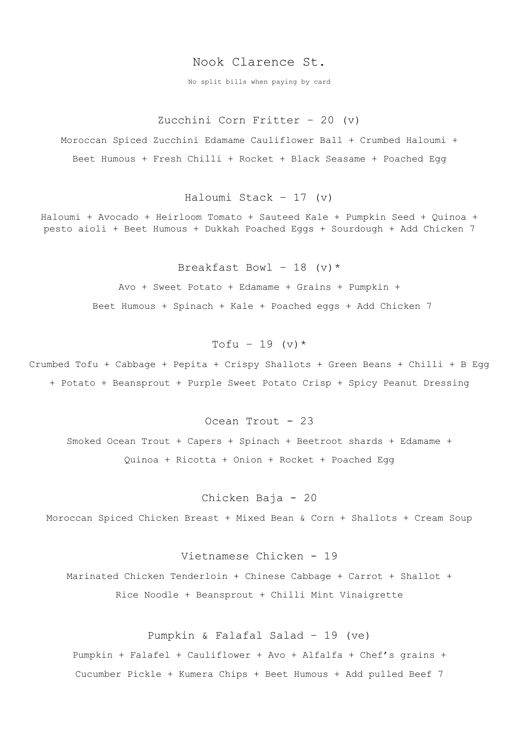# Nook Clarence St.

No split bills when paying by card

## Zucchini Corn Fritter – 20 (v)

Moroccan Spiced Zucchini Edamame Cauliflower Ball + Crumbed Haloumi + Beet Humous + Fresh Chilli + Rocket + Black Seasame + Poached Egg

## Haloumi Stack – 17 (v)

Haloumi + Avocado + Heirloom Tomato + Sauteed Kale + Pumpkin Seed + Quinoa + pesto aioli + Beet Humous + Dukkah Poached Eggs + Sourdough + Add Chicken 7

## Breakfast Bowl – 18 (v)*

Avo + Sweet Potato + Edamame + Grains + Pumpkin + Beet Humous + Spinach + Kale + Poached eggs + Add Chicken 7

## Tofu – 19 (v)*

Crumbed Tofu + Cabbage + Pepita + Crispy Shallots + Green Beans + Chilli + B Egg + Potato + Beansprout + Purple Sweet Potato Crisp + Spicy Peanut Dressing

## Ocean Trout - 23

Smoked Ocean Trout + Capers + Spinach + Beetroot shards + Edamame + Quinoa + Ricotta + Onion + Rocket + Poached Egg

## Chicken Baja - 20

Moroccan Spiced Chicken Breast + Mixed Bean & Corn + Shallots + Cream Soup

## Vietnamese Chicken - 19

Marinated Chicken Tenderloin + Chinese Cabbage + Carrot + Shallot + Rice Noodle + Beansprout + Chilli Mint Vinaigrette

## Pumpkin & Falafal Salad – 19 (ve)

Pumpkin + Falafel + Cauliflower + Avo + Alfalfa + Chef's grains + Cucumber Pickle + Kumera Chips + Beet Humous + Add pulled Beef 7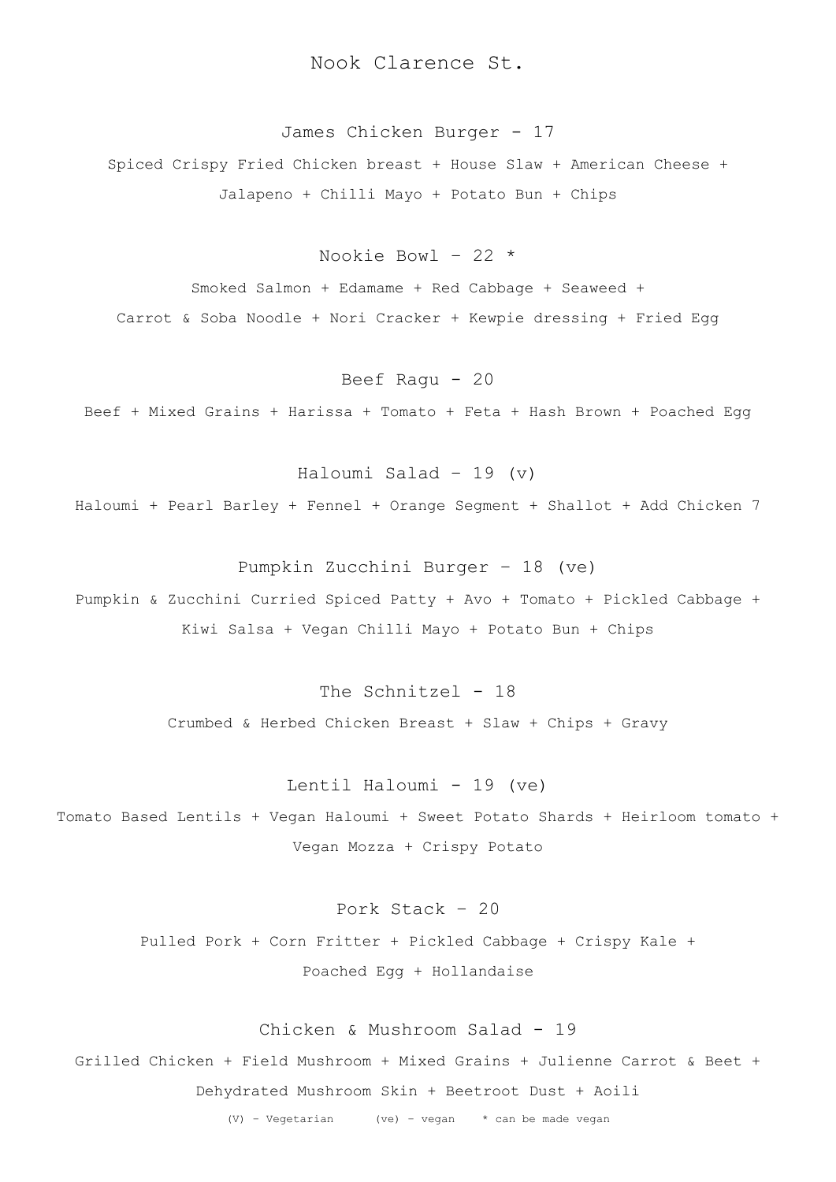# Nook Clarence St.

## James Chicken Burger - 17

Spiced Crispy Fried Chicken breast + House Slaw + American Cheese + Jalapeno + Chilli Mayo + Potato Bun + Chips

## Nookie Bowl – 22 *

Smoked Salmon + Edamame + Red Cabbage + Seaweed + Carrot & Soba Noodle + Nori Cracker + Kewpie dressing + Fried Egg

## Beef Ragu - 20

Beef + Mixed Grains + Harissa + Tomato + Feta + Hash Brown + Poached Egg

## Haloumi Salad – 19 (v)

Haloumi + Pearl Barley + Fennel + Orange Segment + Shallot + Add Chicken 7

## Pumpkin Zucchini Burger – 18 (ve)

Pumpkin & Zucchini Curried Spiced Patty + Avo + Tomato + Pickled Cabbage + Kiwi Salsa + Vegan Chilli Mayo + Potato Bun + Chips

## The Schnitzel - 18

Crumbed & Herbed Chicken Breast + Slaw + Chips + Gravy

## Lentil Haloumi - 19 (ve)

Tomato Based Lentils + Vegan Haloumi + Sweet Potato Shards + Heirloom tomato + Vegan Mozza + Crispy Potato

## Pork Stack – 20

Pulled Pork + Corn Fritter + Pickled Cabbage + Crispy Kale + Poached Egg + Hollandaise

## Chicken & Mushroom Salad - 19

Grilled Chicken + Field Mushroom + Mixed Grains + Julienne Carrot & Beet + Dehydrated Mushroom Skin + Beetroot Dust + Aoili

(V) – Vegetarian (ve) – vegan * can be made vegan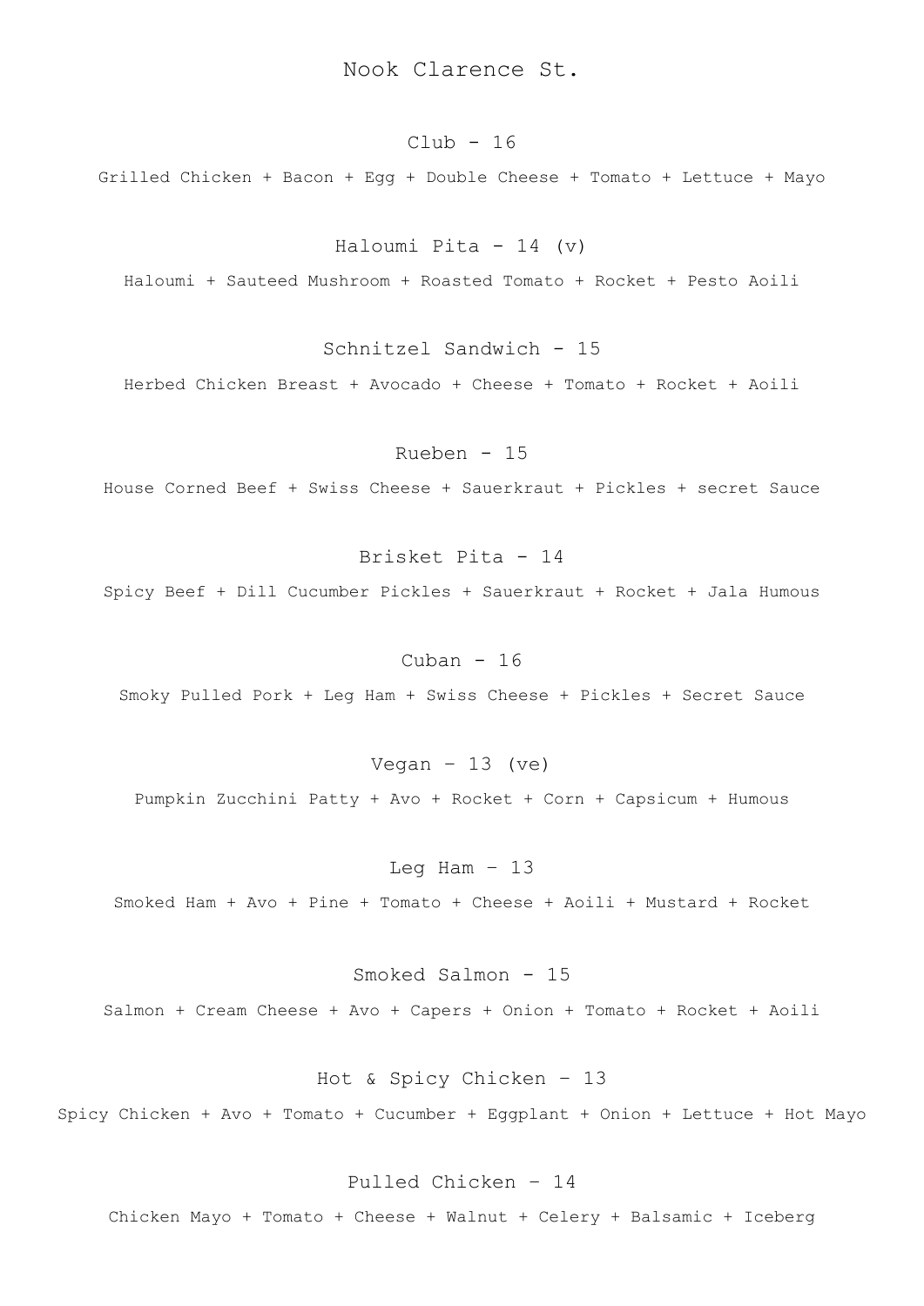# Nook Clarence St.

## Club - 16

Grilled Chicken + Bacon + Egg + Double Cheese + Tomato + Lettuce + Mayo

## Haloumi Pita - 14 (v)

Haloumi + Sauteed Mushroom + Roasted Tomato + Rocket + Pesto Aoili

## Schnitzel Sandwich - 15

Herbed Chicken Breast + Avocado + Cheese + Tomato + Rocket + Aoili

## Rueben - 15

House Corned Beef + Swiss Cheese + Sauerkraut + Pickles + secret Sauce

## Brisket Pita - 14

Spicy Beef + Dill Cucumber Pickles + Sauerkraut + Rocket + Jala Humous

## Cuban - 16

Smoky Pulled Pork + Leg Ham + Swiss Cheese + Pickles + Secret Sauce

## Vegan – 13 (ve)

Pumpkin Zucchini Patty + Avo + Rocket + Corn + Capsicum + Humous

## Leg Ham – 13

Smoked Ham + Avo + Pine + Tomato + Cheese + Aoili + Mustard + Rocket

## Smoked Salmon - 15

Salmon + Cream Cheese + Avo + Capers + Onion + Tomato + Rocket + Aoili

## Hot & Spicy Chicken – 13

Spicy Chicken + Avo + Tomato + Cucumber + Eggplant + Onion + Lettuce + Hot Mayo

## Pulled Chicken – 14

Chicken Mayo + Tomato + Cheese + Walnut + Celery + Balsamic + Iceberg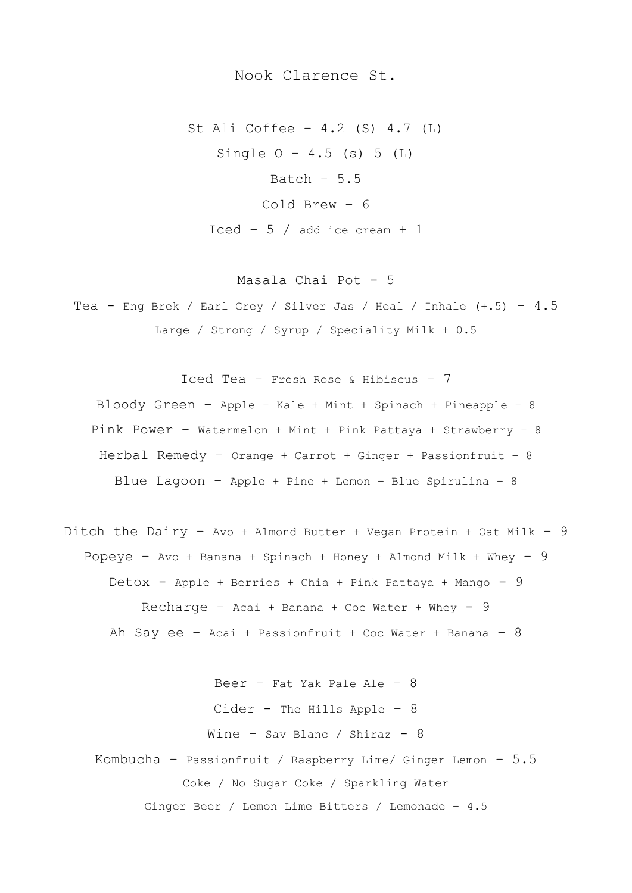# Nook Clarence St.

St Ali Coffee – 4.2 (S) 4.7 (L)

Single O – 4.5 (s) 5 (L)

Batch – 5.5

Cold Brew – 6

Iced – 5 / add ice cream + 1

Masala Chai Pot - 5

Tea - Eng Brek / Earl Grey / Silver Jas / Heal / Inhale (+.5) – 4.5

Large / Strong / Syrup / Speciality Milk + 0.5

Iced Tea – Fresh Rose & Hibiscus – 7

Bloody Green – Apple + Kale + Mint + Spinach + Pineapple – 8

Pink Power – Watermelon + Mint + Pink Pattaya + Strawberry – 8

Herbal Remedy – Orange + Carrot + Ginger + Passionfruit – 8

Blue Lagoon – Apple + Pine + Lemon + Blue Spirulina – 8

Ditch the Dairy – Avo + Almond Butter + Vegan Protein + Oat Milk – 9

Popeye – Avo + Banana + Spinach + Honey + Almond Milk + Whey – 9

Detox - Apple + Berries + Chia + Pink Pattaya + Mango - 9

Recharge – Acai + Banana + Coc Water + Whey - 9

Ah Say ee – Acai + Passionfruit + Coc Water + Banana – 8

Beer – Fat Yak Pale Ale – 8

Cider - The Hills Apple – 8

Wine – Sav Blanc / Shiraz - 8

Kombucha – Passionfruit / Raspberry Lime/ Ginger Lemon – 5.5

Coke / No Sugar Coke / Sparkling Water

Ginger Beer / Lemon Lime Bitters / Lemonade – 4.5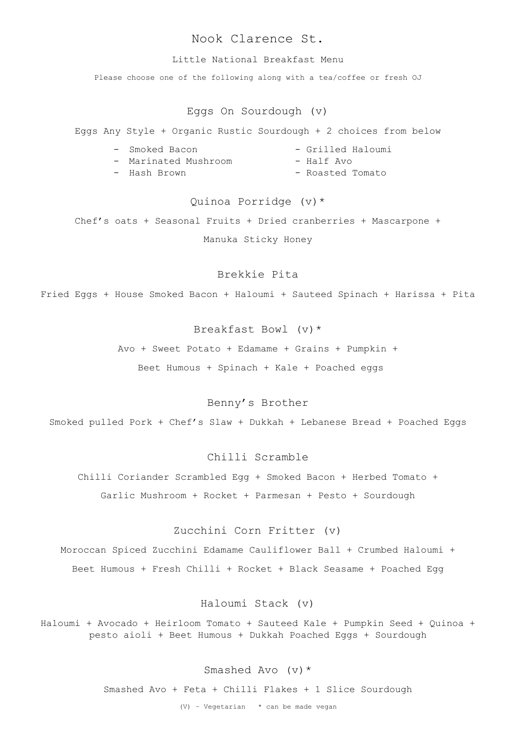# Nook Clarence St.

Little National Breakfast Menu

Please choose one of the following along with a tea/coffee or fresh OJ

## Eggs On Sourdough (v)

Eggs Any Style + Organic Rustic Sourdough + 2 choices from below

- Smoked Bacon
- Marinated Mushroom
- Hash Brown
- Grilled Haloumi
- Half Avo
- Roasted Tomato

## Quinoa Porridge (v)*

Chef's oats + Seasonal Fruits + Dried cranberries + Mascarpone + Manuka Sticky Honey

## Brekkie Pita

Fried Eggs + House Smoked Bacon + Haloumi + Sauteed Spinach + Harissa + Pita

## Breakfast Bowl (v)*

Avo + Sweet Potato + Edamame + Grains + Pumpkin + Beet Humous + Spinach + Kale + Poached eggs

## Benny's Brother

Smoked pulled Pork + Chef's Slaw + Dukkah + Lebanese Bread + Poached Eggs

## Chilli Scramble

Chilli Coriander Scrambled Egg + Smoked Bacon + Herbed Tomato + Garlic Mushroom + Rocket + Parmesan + Pesto + Sourdough

## Zucchini Corn Fritter (v)

Moroccan Spiced Zucchini Edamame Cauliflower Ball + Crumbed Haloumi + Beet Humous + Fresh Chilli + Rocket + Black Seasame + Poached Egg

## Haloumi Stack (v)

Haloumi + Avocado + Heirloom Tomato + Sauteed Kale + Pumpkin Seed + Quinoa + pesto aioli + Beet Humous + Dukkah Poached Eggs + Sourdough

## Smashed Avo (v)*

Smashed Avo + Feta + Chilli Flakes + 1 Slice Sourdough

(V) – Vegetarian * can be made vegan